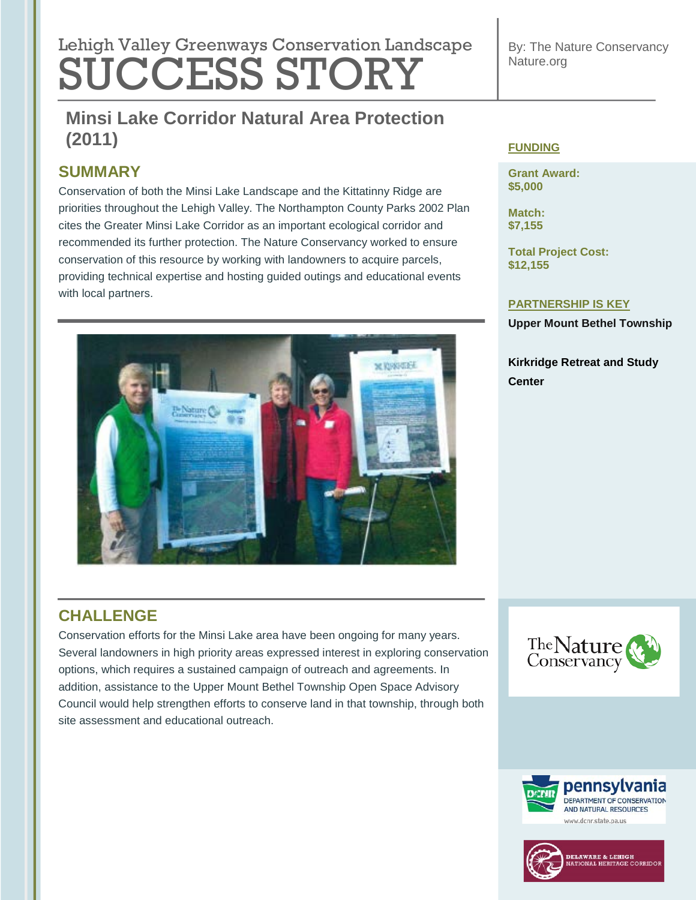Lehigh Valley Greenways Conservation Landscape

# SUCCESS STORY

By: The Nature Conservancy
Nature.org

## Minsi Lake Corridor Natural Area Protection (2011)

### SUMMARY

Conservation of both the Minsi Lake Landscape and the Kittatinny Ridge are priorities throughout the Lehigh Valley. The Northampton County Parks 2002 Plan cites the Greater Minsi Lake Corridor as an important ecological corridor and recommended its further protection. The Nature Conservancy worked to ensure conservation of this resource by working with landowners to acquire parcels, providing technical expertise and hosting guided outings and educational events with local partners.

### CHALLENGE

Conservation efforts for the Minsi Lake area have been ongoing for many years. Several landowners in high priority areas expressed interest in exploring conservation options, which requires a sustained campaign of outreach and agreements. In addition, assistance to the Upper Mount Bethel Township Open Space Advisory Council would help strengthen efforts to conserve land in that township, through both site assessment and educational outreach.

### FUNDING

**Grant Award:**
**$5,000**

**Match:**
**$7,155**

**Total Project Cost:**
**$12,155**

### PARTNERSHIP IS KEY

**Upper Mount Bethel Township**

**Kirkridge Retreat and Study Center**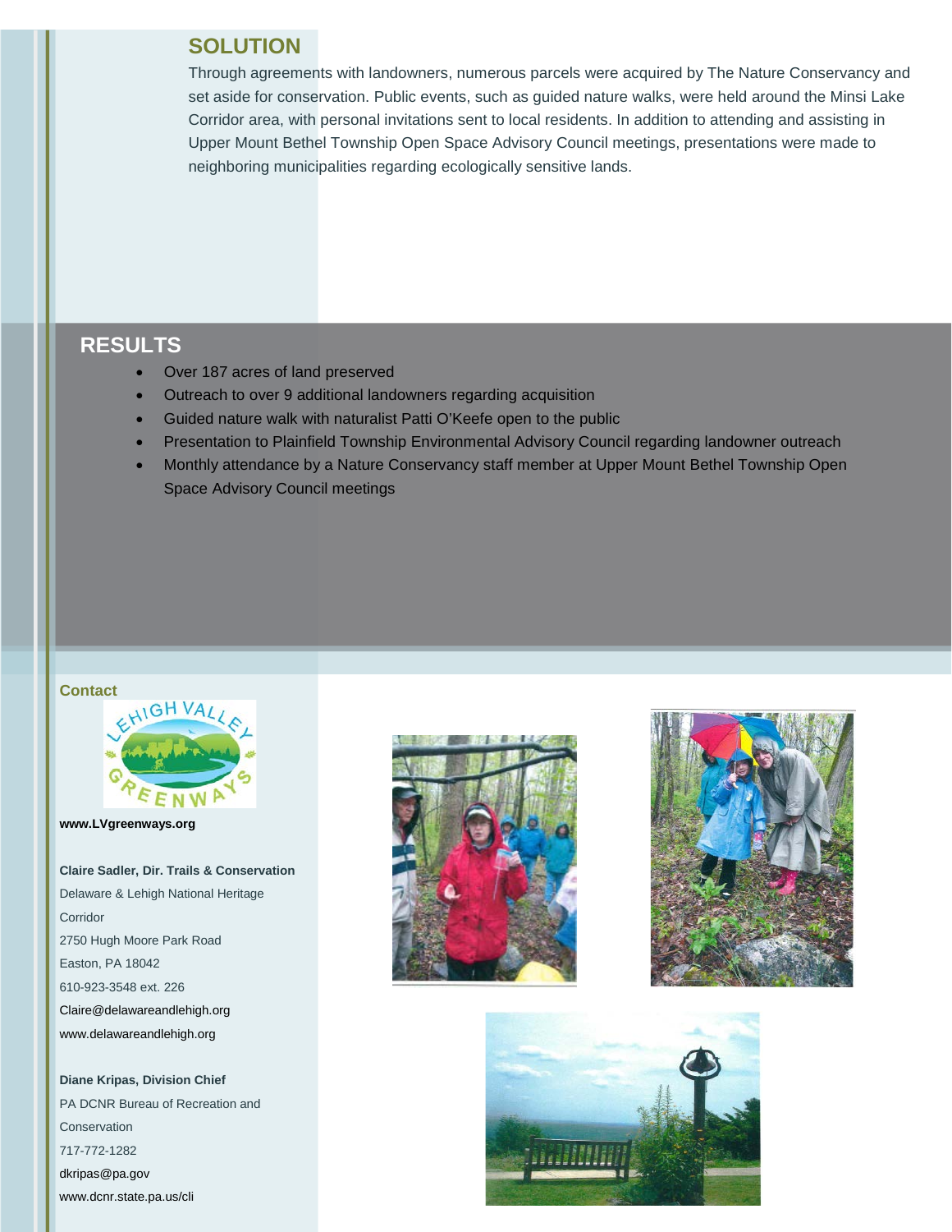## SOLUTION

Through agreements with landowners, numerous parcels were acquired by The Nature Conservancy and set aside for conservation. Public events, such as guided nature walks, were held around the Minsi Lake Corridor area, with personal invitations sent to local residents. In addition to attending and assisting in Upper Mount Bethel Township Open Space Advisory Council meetings, presentations were made to neighboring municipalities regarding ecologically sensitive lands.

## RESULTS

- Over 187 acres of land preserved
- Outreach to over 9 additional landowners regarding acquisition
- Guided nature walk with naturalist Patti O'Keefe open to the public
- Presentation to Plainfield Township Environmental Advisory Council regarding landowner outreach
- Monthly attendance by a Nature Conservancy staff member at Upper Mount Bethel Township Open Space Advisory Council meetings

### Contact

**www.LVgreenways.org**

**Claire Sadler, Dir. Trails & Conservation**
Delaware & Lehigh National Heritage Corridor
2750 Hugh Moore Park Road
Easton, PA 18042
610-923-3548 ext. 226
Claire@delawareandlehigh.org
www.delawareandlehigh.org

**Diane Kripas, Division Chief**
PA DCNR Bureau of Recreation and Conservation
717-772-1282
dkripas@pa.gov
www.dcnr.state.pa.us/cli